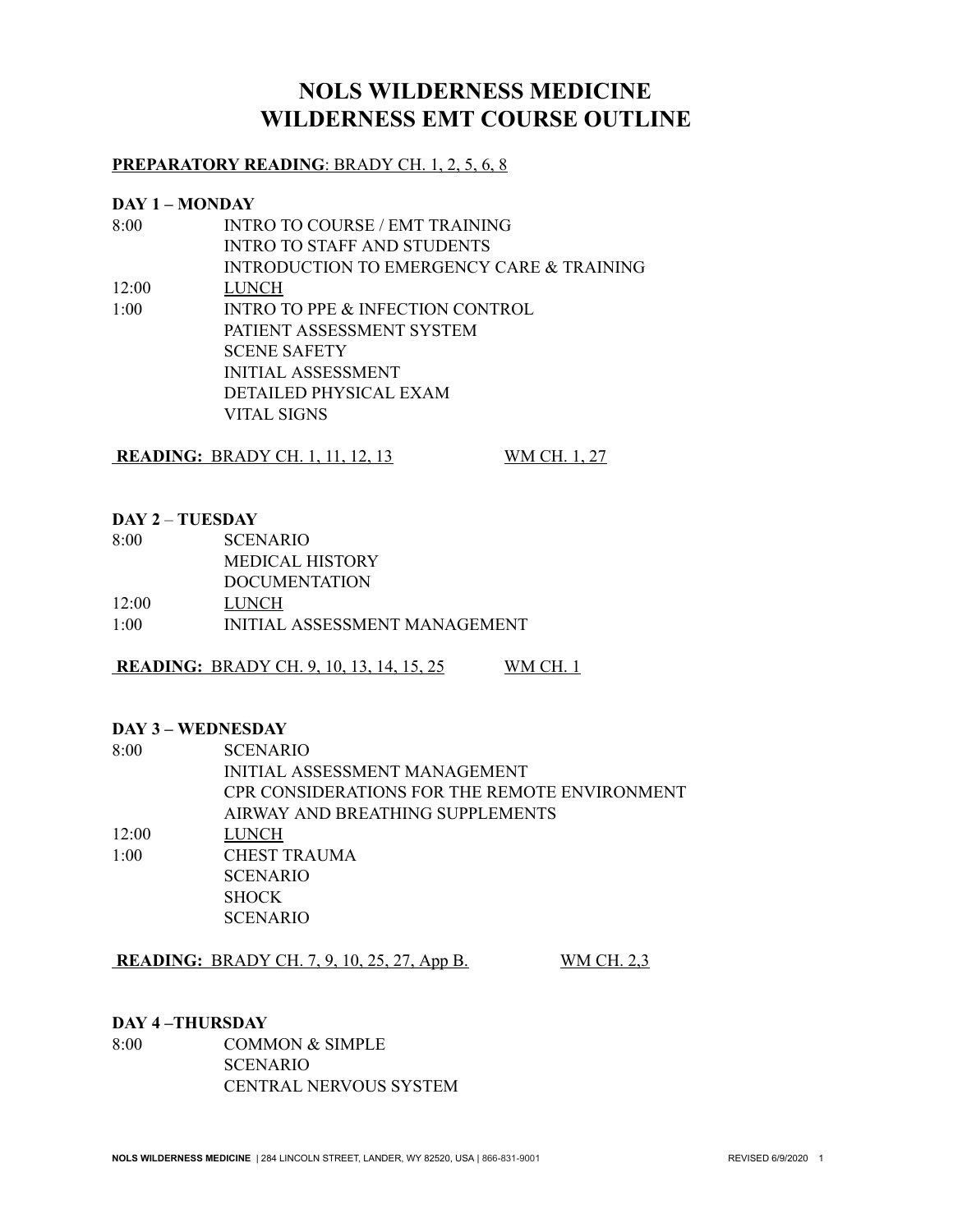# NOLS WILDERNESS MEDICINE
# WILDERNESS EMT COURSE OUTLINE

**PREPARATORY READING**: BRADY CH. 1, 2, 5, 6, 8

**DAY 1 – MONDAY**

| | |
|---|---|
| 8:00 | INTRO TO COURSE / EMT TRAINING |
| | INTRO TO STAFF AND STUDENTS |
| | INTRODUCTION TO EMERGENCY CARE & TRAINING |
| 12:00 | LUNCH |
| 1:00 | INTRO TO PPE & INFECTION CONTROL |
| | PATIENT ASSESSMENT SYSTEM |
| | SCENE SAFETY |
| | INITIAL ASSESSMENT |
| | DETAILED PHYSICAL EXAM |
| | VITAL SIGNS |

**READING:** BRADY CH. 1, 11, 12, 13 WM CH. 1, 27

**DAY 2 – TUESDAY**

| | |
|---|---|
| 8:00 | SCENARIO |
| | MEDICAL HISTORY |
| | DOCUMENTATION |
| 12:00 | LUNCH |
| 1:00 | INITIAL ASSESSMENT MANAGEMENT |

**READING:** BRADY CH. 9, 10, 13, 14, 15, 25 WM CH. 1

**DAY 3 – WEDNESDAY**

| | |
|---|---|
| 8:00 | SCENARIO |
| | INITIAL ASSESSMENT MANAGEMENT |
| | CPR CONSIDERATIONS FOR THE REMOTE ENVIRONMENT |
| | AIRWAY AND BREATHING SUPPLEMENTS |
| 12:00 | LUNCH |
| 1:00 | CHEST TRAUMA |
| | SCENARIO |
| | SHOCK |
| | SCENARIO |

**READING:** BRADY CH. 7, 9, 10, 25, 27, App B. WM CH. 2,3

**DAY 4 –THURSDAY**

| | |
|---|---|
| 8:00 | COMMON & SIMPLE |
| | SCENARIO |
| | CENTRAL NERVOUS SYSTEM |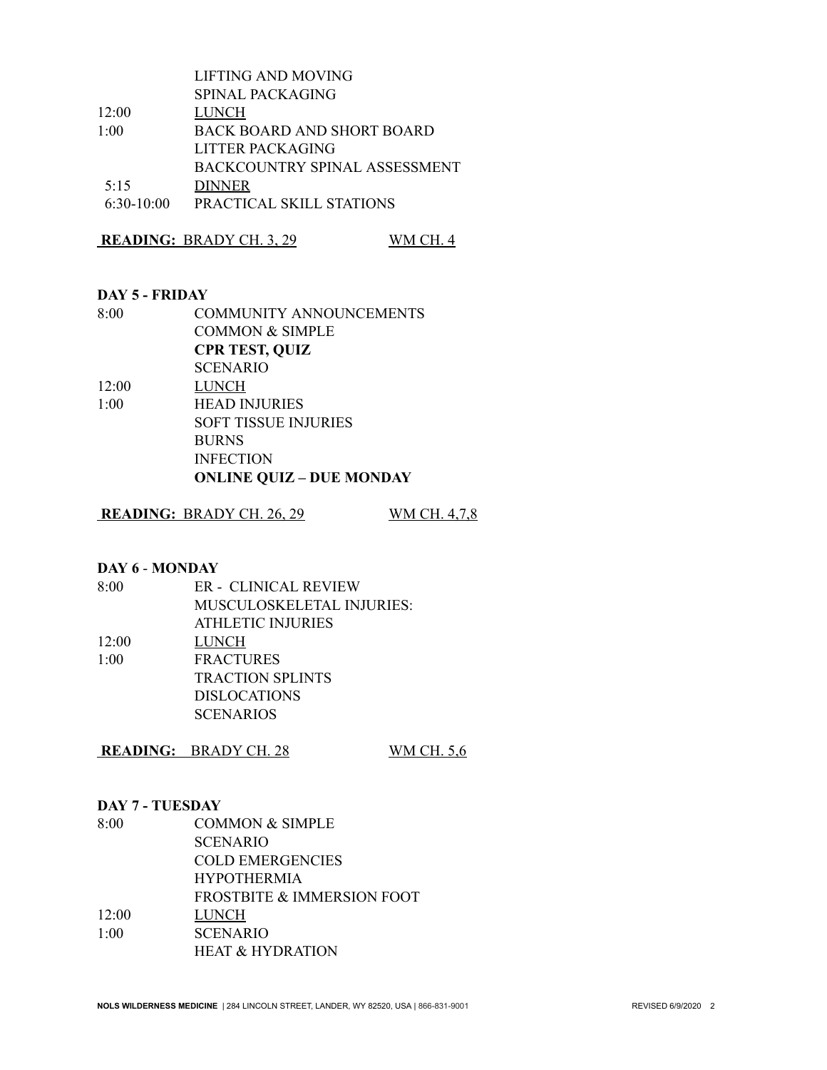| | |
|---|---|
| | LIFTING AND MOVING |
| | SPINAL PACKAGING |
| 12:00 | LUNCH |
| 1:00 | BACK BOARD AND SHORT BOARD |
| | LITTER PACKAGING |
| | BACKCOUNTRY SPINAL ASSESSMENT |
| 5:15 | DINNER |
| 6:30-10:00 | PRACTICAL SKILL STATIONS |

**READING:** BRADY CH. 3, 29 WM CH. 4

**DAY 5 - FRIDAY**

| | |
|---|---|
| 8:00 | COMMUNITY ANNOUNCEMENTS |
| | COMMON & SIMPLE |
| | **CPR TEST, QUIZ** |
| | SCENARIO |
| 12:00 | LUNCH |
| 1:00 | HEAD INJURIES |
| | SOFT TISSUE INJURIES |
| | BURNS |
| | INFECTION |
| | **ONLINE QUIZ – DUE MONDAY** |

**READING:** BRADY CH. 26, 29 WM CH. 4,7,8

**DAY 6 - MONDAY**

| | |
|---|---|
| 8:00 | ER - CLINICAL REVIEW |
| | MUSCULOSKELETAL INJURIES: |
| | ATHLETIC INJURIES |
| 12:00 | LUNCH |
| 1:00 | FRACTURES |
| | TRACTION SPLINTS |
| | DISLOCATIONS |
| | SCENARIOS |

**READING:** BRADY CH. 28 WM CH. 5,6

**DAY 7 - TUESDAY**

| | |
|---|---|
| 8:00 | COMMON & SIMPLE |
| | SCENARIO |
| | COLD EMERGENCIES |
| | HYPOTHERMIA |
| | FROSTBITE & IMMERSION FOOT |
| 12:00 | LUNCH |
| 1:00 | SCENARIO |
| | HEAT & HYDRATION |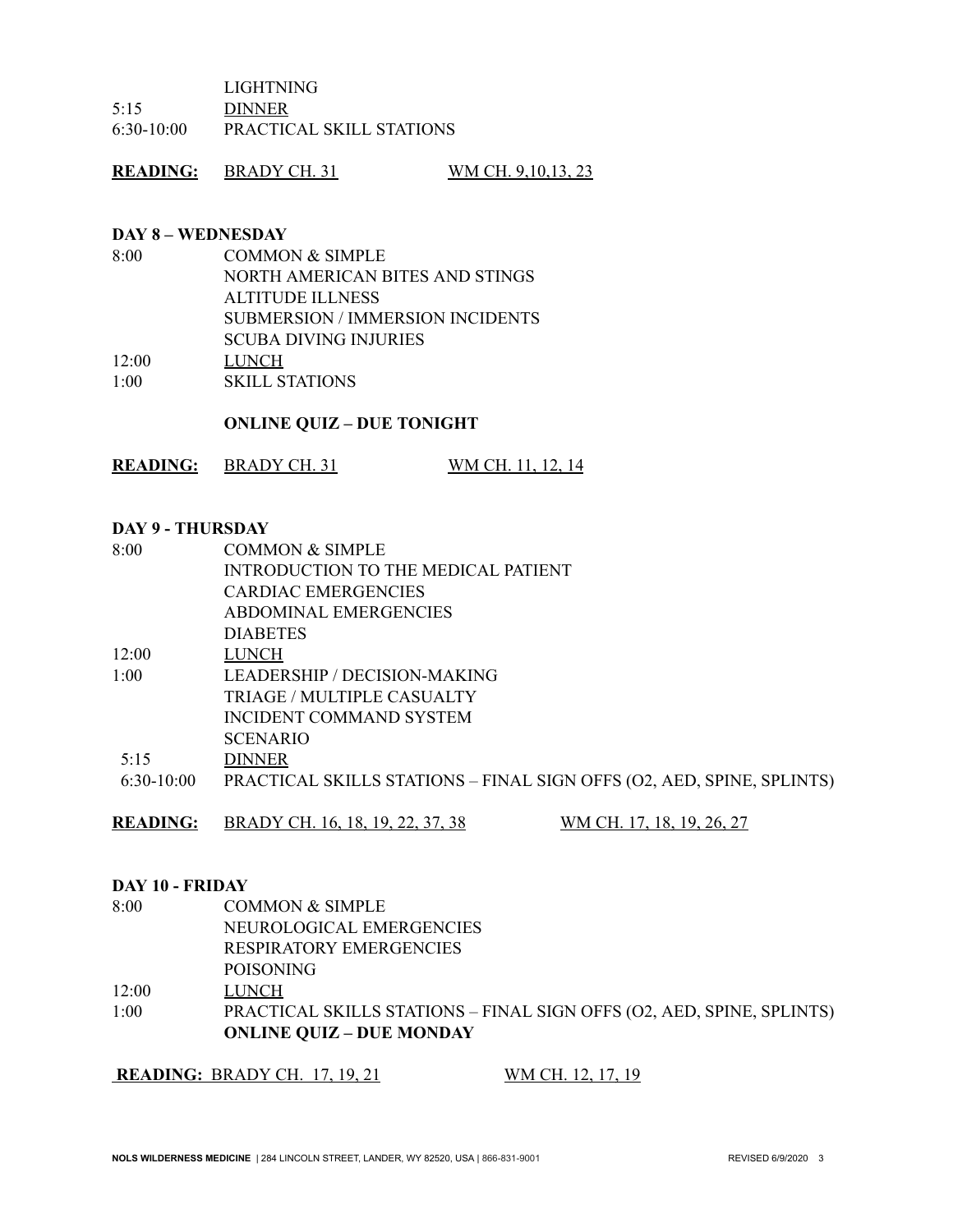| | |
|---|---|
| | LIGHTNING |
| 5:15 | DINNER |
| 6:30-10:00 | PRACTICAL SKILL STATIONS |

**READING:** BRADY CH. 31 &nbsp;&nbsp;&nbsp;&nbsp; WM CH. 9,10,13, 23

**DAY 8 – WEDNESDAY**

| | |
|---|---|
| 8:00 | COMMON & SIMPLE |
| | NORTH AMERICAN BITES AND STINGS |
| | ALTITUDE ILLNESS |
| | SUBMERSION / IMMERSION INCIDENTS |
| | SCUBA DIVING INJURIES |
| 12:00 | LUNCH |
| 1:00 | SKILL STATIONS |

**ONLINE QUIZ – DUE TONIGHT**

**READING:** BRADY CH. 31 &nbsp;&nbsp;&nbsp;&nbsp; WM CH. 11, 12, 14

**DAY 9 - THURSDAY**

| | |
|---|---|
| 8:00 | COMMON & SIMPLE |
| | INTRODUCTION TO THE MEDICAL PATIENT |
| | CARDIAC EMERGENCIES |
| | ABDOMINAL EMERGENCIES |
| | DIABETES |
| 12:00 | LUNCH |
| 1:00 | LEADERSHIP / DECISION-MAKING |
| | TRIAGE / MULTIPLE CASUALTY |
| | INCIDENT COMMAND SYSTEM |
| | SCENARIO |
| 5:15 | DINNER |
| 6:30-10:00 | PRACTICAL SKILLS STATIONS – FINAL SIGN OFFS (O2, AED, SPINE, SPLINTS) |

**READING:** BRADY CH. 16, 18, 19, 22, 37, 38 &nbsp;&nbsp;&nbsp;&nbsp; WM CH. 17, 18, 19, 26, 27

**DAY 10 - FRIDAY**

| | |
|---|---|
| 8:00 | COMMON & SIMPLE |
| | NEUROLOGICAL EMERGENCIES |
| | RESPIRATORY EMERGENCIES |
| | POISONING |
| 12:00 | LUNCH |
| 1:00 | PRACTICAL SKILLS STATIONS – FINAL SIGN OFFS (O2, AED, SPINE, SPLINTS) |
| | **ONLINE QUIZ – DUE MONDAY** |

**READING:** BRADY CH. 17, 19, 21 &nbsp;&nbsp;&nbsp;&nbsp; WM CH. 12, 17, 19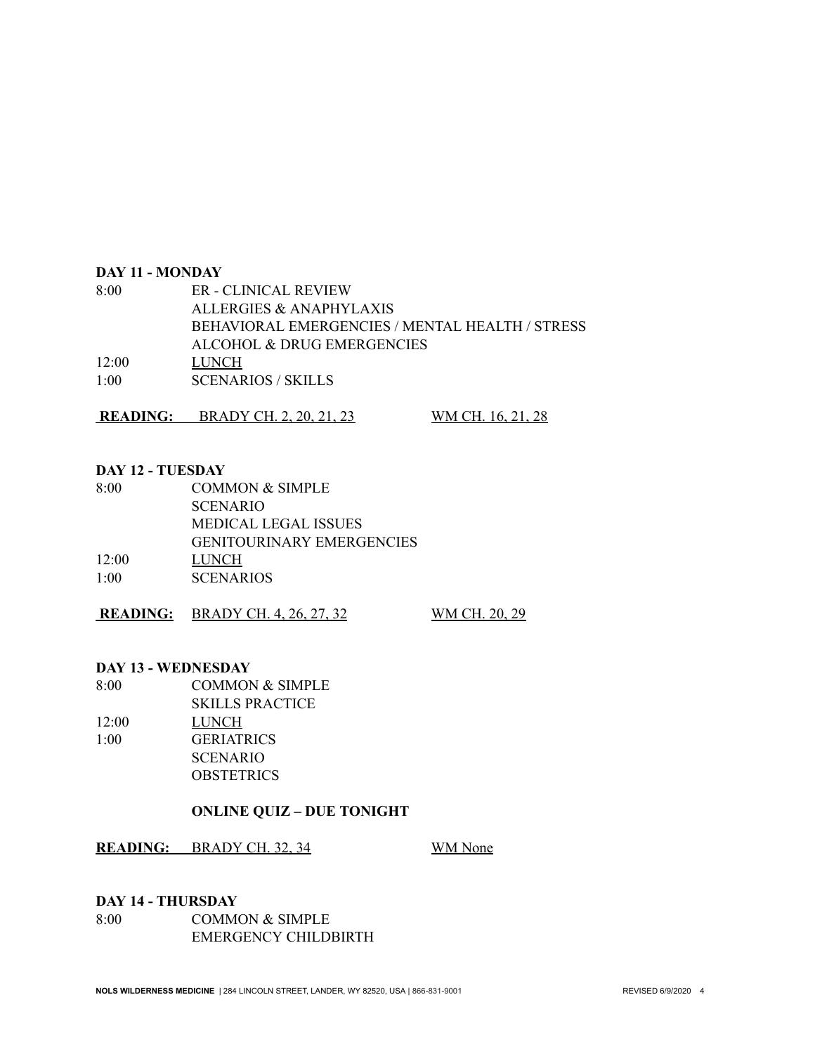**DAY 11 - MONDAY**

8:00 ER - CLINICAL REVIEW
ALLERGIES & ANAPHYLAXIS
BEHAVIORAL EMERGENCIES / MENTAL HEALTH / STRESS
ALCOHOL & DRUG EMERGENCIES

12:00 LUNCH

1:00 SCENARIOS / SKILLS

**READING:** BRADY CH. 2, 20, 21, 23 WM CH. 16, 21, 28

**DAY 12 - TUESDAY**

8:00 COMMON & SIMPLE
SCENARIO
MEDICAL LEGAL ISSUES
GENITOURINARY EMERGENCIES

12:00 LUNCH

1:00 SCENARIOS

**READING:** BRADY CH. 4, 26, 27, 32 WM CH. 20, 29

**DAY 13 - WEDNESDAY**

8:00 COMMON & SIMPLE
SKILLS PRACTICE

12:00 LUNCH

1:00 GERIATRICS
SCENARIO
OBSTETRICS

**ONLINE QUIZ – DUE TONIGHT**

**READING:** BRADY CH. 32, 34 WM None

**DAY 14 - THURSDAY**

8:00 COMMON & SIMPLE
EMERGENCY CHILDBIRTH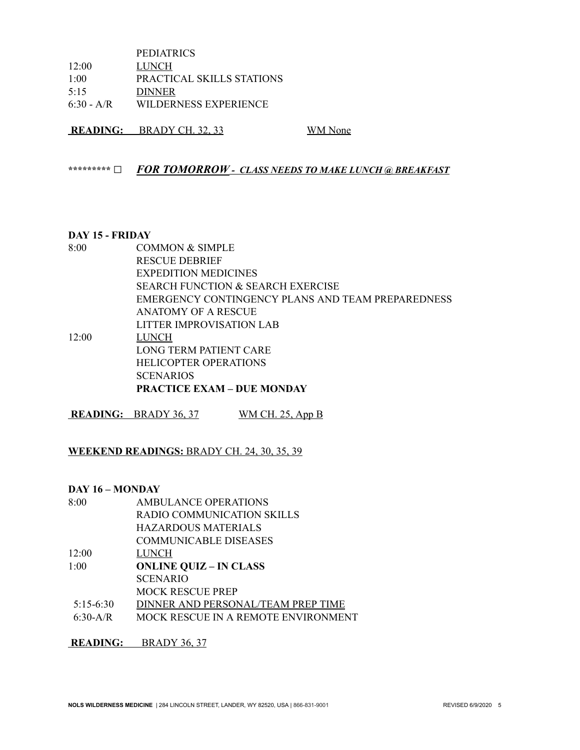| | |
|---|---|
| | PEDIATRICS |
| 12:00 | LUNCH |
| 1:00 | PRACTICAL SKILLS STATIONS |
| 5:15 | DINNER |
| 6:30 - A/R | WILDERNESS EXPERIENCE |

**READING:** BRADY CH. 32, 33    WM None

********* □ ***FOR TOMORROW - CLASS NEEDS TO MAKE LUNCH @ BREAKFAST***

**DAY 15 - FRIDAY**

| | |
|---|---|
| 8:00 | COMMON & SIMPLE |
| | RESCUE DEBRIEF |
| | EXPEDITION MEDICINES |
| | SEARCH FUNCTION & SEARCH EXERCISE |
| | EMERGENCY CONTINGENCY PLANS AND TEAM PREPAREDNESS |
| | ANATOMY OF A RESCUE |
| | LITTER IMPROVISATION LAB |
| 12:00 | LUNCH |
| | LONG TERM PATIENT CARE |
| | HELICOPTER OPERATIONS |
| | SCENARIOS |
| | **PRACTICE EXAM – DUE MONDAY** |

**READING:** BRADY 36, 37    WM CH. 25, App B

**WEEKEND READINGS:** BRADY CH. 24, 30, 35, 39

**DAY 16 – MONDAY**

| | |
|---|---|
| 8:00 | AMBULANCE OPERATIONS |
| | RADIO COMMUNICATION SKILLS |
| | HAZARDOUS MATERIALS |
| | COMMUNICABLE DISEASES |
| 12:00 | LUNCH |
| 1:00 | **ONLINE QUIZ – IN CLASS** |
| | SCENARIO |
| | MOCK RESCUE PREP |
| 5:15-6:30 | DINNER AND PERSONAL/TEAM PREP TIME |
| 6:30-A/R | MOCK RESCUE IN A REMOTE ENVIRONMENT |

**READING:** BRADY 36, 37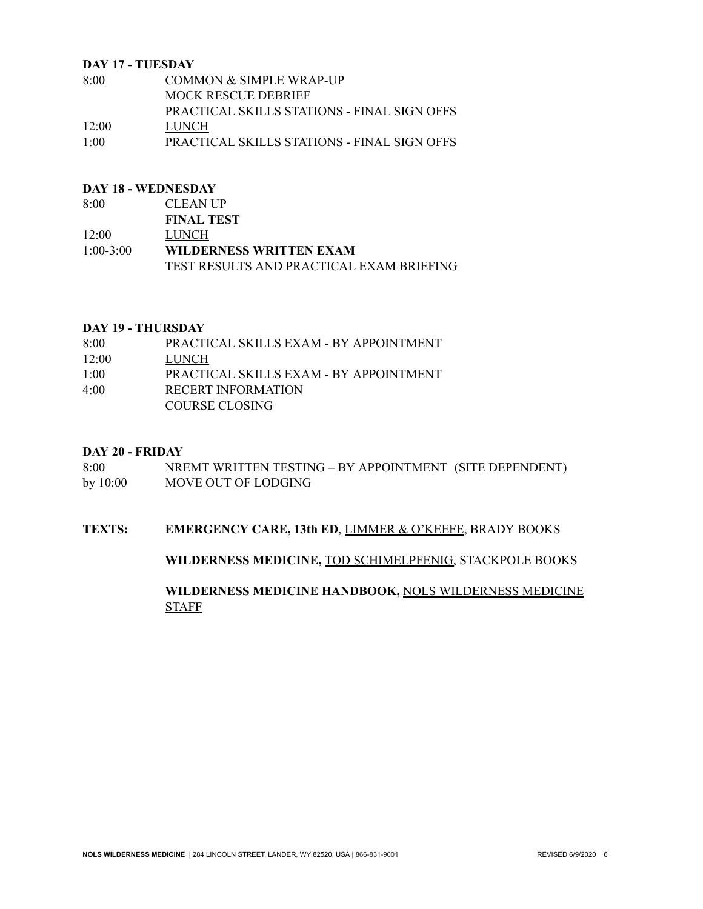**DAY 17 - TUESDAY**

| | |
|---|---|
| 8:00 | COMMON & SIMPLE WRAP-UP |
| | MOCK RESCUE DEBRIEF |
| | PRACTICAL SKILLS STATIONS - FINAL SIGN OFFS |
| 12:00 | LUNCH |
| 1:00 | PRACTICAL SKILLS STATIONS - FINAL SIGN OFFS |

**DAY 18 - WEDNESDAY**

| | |
|---|---|
| 8:00 | CLEAN UP |
| | **FINAL TEST** |
| 12:00 | LUNCH |
| 1:00-3:00 | **WILDERNESS WRITTEN EXAM** |
| | TEST RESULTS AND PRACTICAL EXAM BRIEFING |

**DAY 19 - THURSDAY**

| | |
|---|---|
| 8:00 | PRACTICAL SKILLS EXAM - BY APPOINTMENT |
| 12:00 | LUNCH |
| 1:00 | PRACTICAL SKILLS EXAM - BY APPOINTMENT |
| 4:00 | RECERT INFORMATION |
| | COURSE CLOSING |

**DAY 20 - FRIDAY**

| | |
|---|---|
| 8:00 | NREMT WRITTEN TESTING – BY APPOINTMENT (SITE DEPENDENT) |
| by 10:00 | MOVE OUT OF LODGING |

**TEXTS:** **EMERGENCY CARE, 13th ED**, LIMMER & O'KEEFE, BRADY BOOKS

**WILDERNESS MEDICINE,** TOD SCHIMELPFENIG, STACKPOLE BOOKS

**WILDERNESS MEDICINE HANDBOOK,** NOLS WILDERNESS MEDICINE STAFF